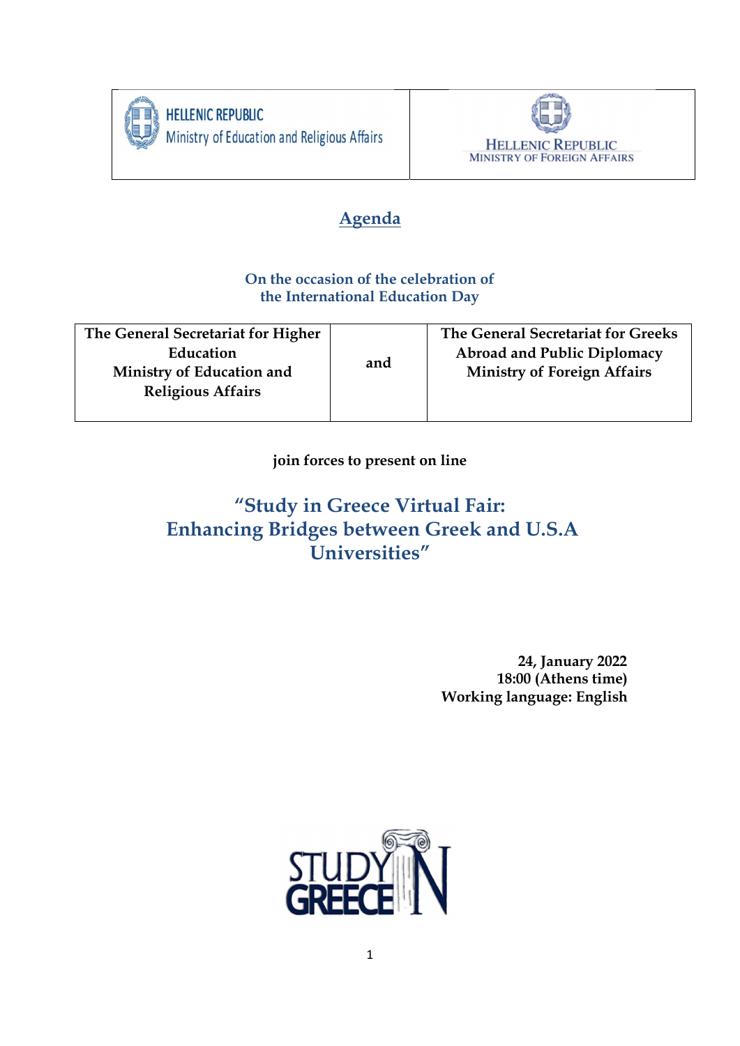| HELLENIC REPUBLIC Ministry of Education and Religious Affairs | HELLENIC REPUBLIC MINISTRY OF FOREIGN AFFAIRS |
| --- | --- |

# Agenda

**On the occasion of the celebration of the International Education Day**

| The General Secretariat for Higher Education Ministry of Education and Religious Affairs | and | The General Secretariat for Greeks Abroad and Public Diplomacy Ministry of Foreign Affairs |
| --- | --- | --- |

**join forces to present on line**

## "Study in Greece Virtual Fair: Enhancing Bridges between Greek and U.S.A Universities"

**24, January 2022**
**18:00 (Athens time)**
**Working language: English**

STUDY IN GREECE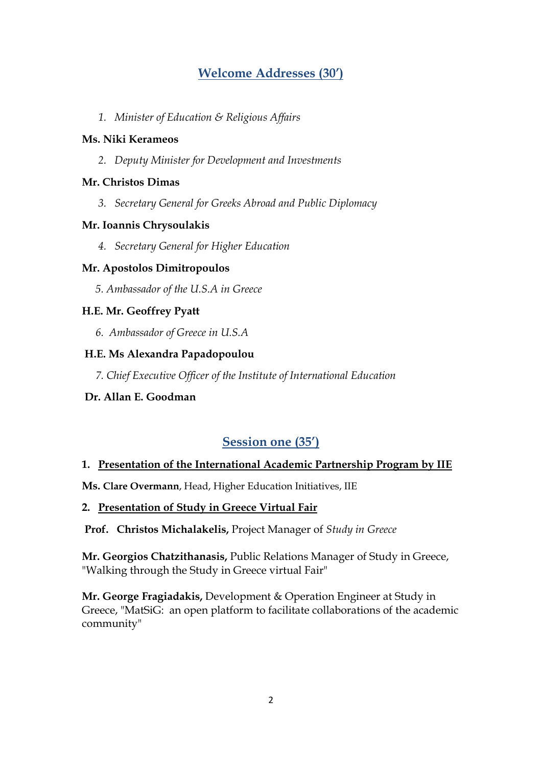## Welcome Addresses (30′)

1. *Minister of Education & Religious Affairs*

**Ms. Niki Kerameos**

2. *Deputy Minister for Development and Investments*

**Mr. Christos Dimas**

3. *Secretary General for Greeks Abroad and Public Diplomacy*

**Mr. Ioannis Chrysoulakis**

4. *Secretary General for Higher Education*

**Mr. Apostolos Dimitropoulos**

5. *Ambassador of the U.S.A in Greece*

**H.E. Mr. Geoffrey Pyatt**

6. *Ambassador of Greece in U.S.A*

**H.E. Ms Alexandra Papadopoulou**

7. *Chief Executive Officer of the Institute of International Education*

**Dr. Allan E. Goodman**

## Session one (35′)

**1. Presentation of the International Academic Partnership Program by IIE**

**Ms. Clare Overmann**, Head, Higher Education Initiatives, IIE

**2. Presentation of Study in Greece Virtual Fair**

**Prof. Christos Michalakelis,** Project Manager of *Study in Greece*

**Mr. Georgios Chatzithanasis,** Public Relations Manager of Study in Greece, "Walking through the Study in Greece virtual Fair"

**Mr. George Fragiadakis,** Development & Operation Engineer at Study in Greece, "MatSiG: an open platform to facilitate collaborations of the academic community"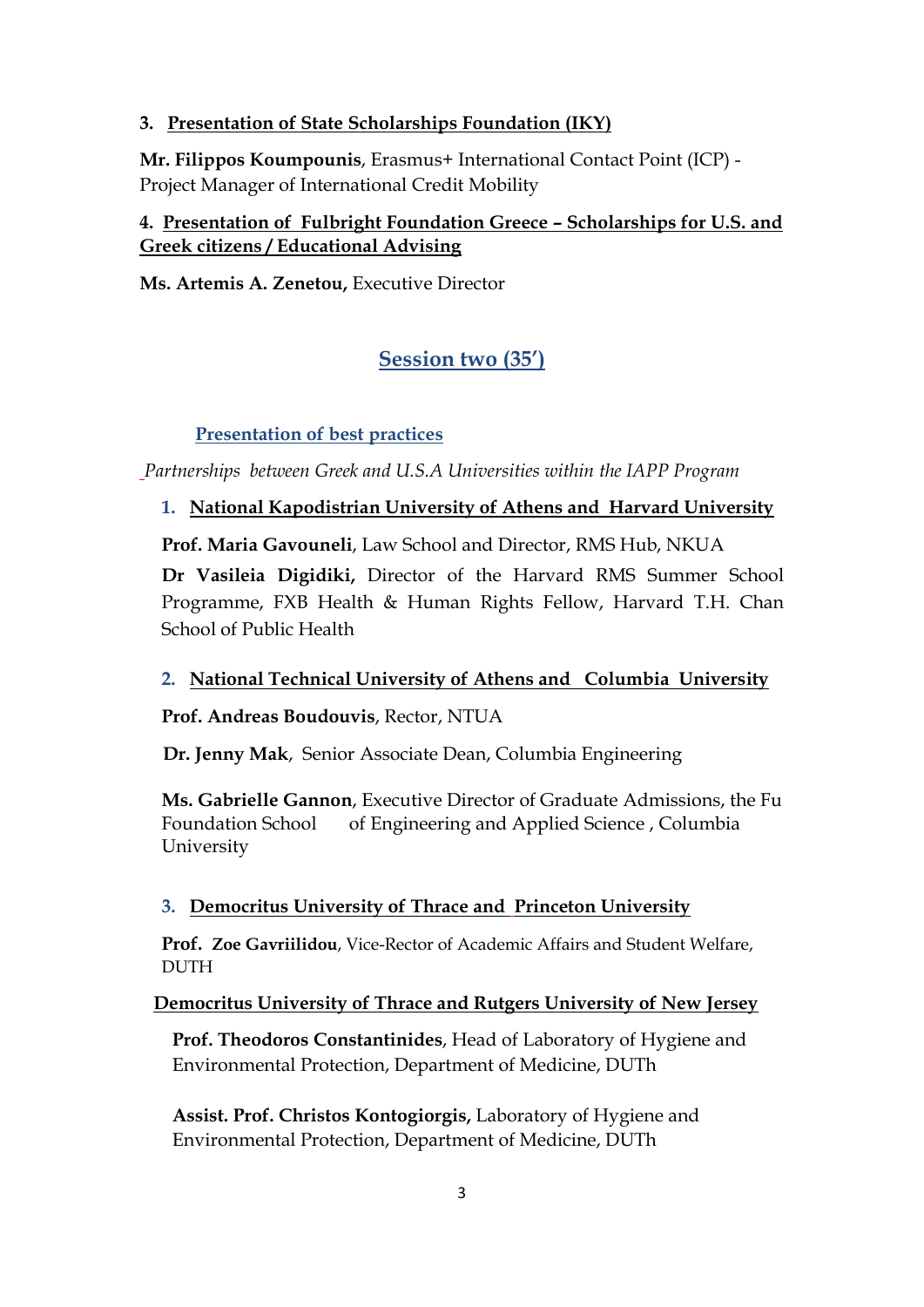3. **Presentation of State Scholarships Foundation (IKY)**

**Mr. Filippos Koumpounis**, Erasmus+ International Contact Point (ICP) - Project Manager of International Credit Mobility

4. **Presentation of Fulbright Foundation Greece – Scholarships for U.S. and Greek citizens / Educational Advising**

**Ms. Artemis A. Zenetou,** Executive Director

## Session two (35′)

### Presentation of best practices

*Partnerships between Greek and U.S.A Universities within the IAPP Program*

1. **National Kapodistrian University of Athens and Harvard University**

**Prof. Maria Gavouneli**, Law School and Director, RMS Hub, NKUA

**Dr Vasileia Digidiki,** Director of the Harvard RMS Summer School Programme, FXB Health & Human Rights Fellow, Harvard T.H. Chan School of Public Health

2. **National Technical University of Athens and Columbia University**

**Prof. Andreas Boudouvis**, Rector, NTUA

**Dr. Jenny Mak**, Senior Associate Dean, Columbia Engineering

**Ms. Gabrielle Gannon**, Executive Director of Graduate Admissions, the Fu Foundation School of Engineering and Applied Science , Columbia University

3. **Democritus University of Thrace and Princeton University**

**Prof. Zoe Gavriilidou**, Vice-Rector of Academic Affairs and Student Welfare, DUTH

**Democritus University of Thrace and Rutgers University of New Jersey**

**Prof. Theodoros Constantinides**, Head of Laboratory of Hygiene and Environmental Protection, Department of Medicine, DUTh

**Assist. Prof. Christos Kontogiorgis,** Laboratory of Hygiene and Environmental Protection, Department of Medicine, DUTh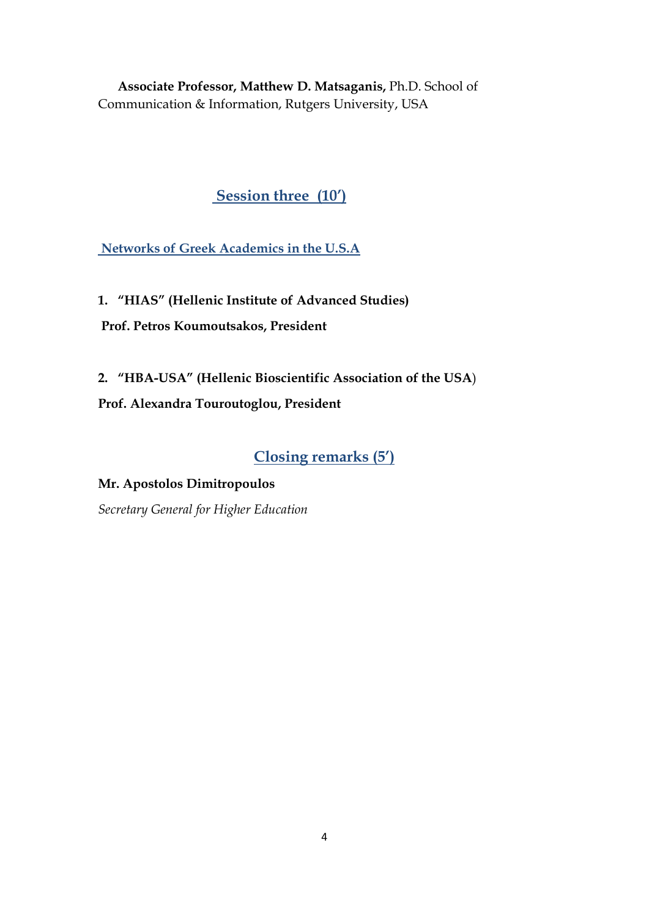**Associate Professor, Matthew D. Matsaganis,** Ph.D. School of Communication & Information, Rutgers University, USA

## Session three (10′)

### Networks of Greek Academics in the U.S.A

1. **"HIAS" (Hellenic Institute of Advanced Studies)**

   **Prof. Petros Koumoutsakos, President**

2. **"HBA-USA" (Hellenic Bioscientific Association of the USA)**

   **Prof. Alexandra Touroutoglou, President**

## Closing remarks (5′)

**Mr. Apostolos Dimitropoulos**

*Secretary General for Higher Education*